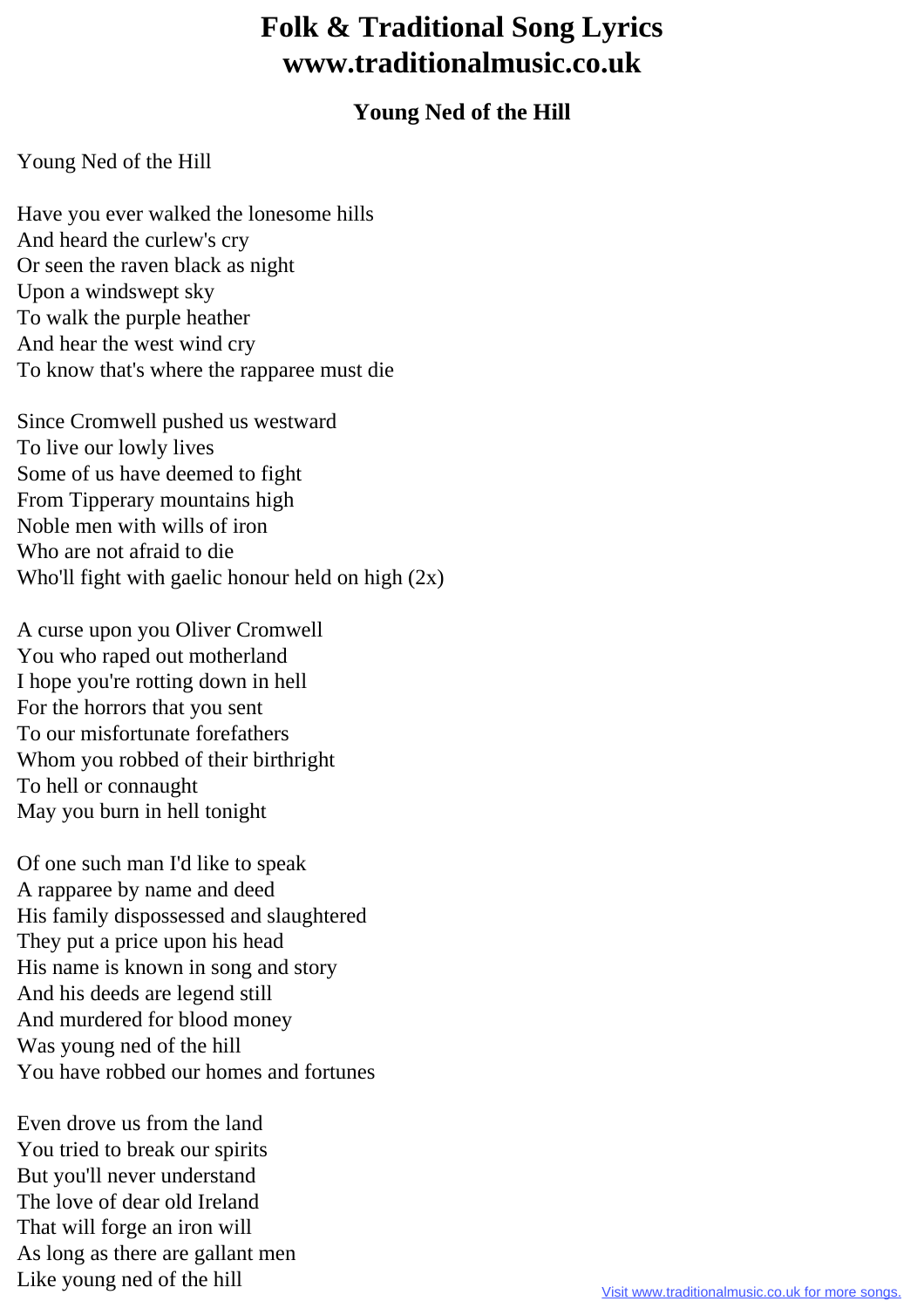# Folk & Traditional Song Lyrics www.traditionalmusic.co.uk

## Young Ned of the Hill

Young Ned of the Hill

Have you ever walked the lonesome hills  
And heard the curlew's cry  
Or seen the raven black as night  
Upon a windswept sky  
To walk the purple heather  
And hear the west wind cry  
To know that's where the rapparee must die

Since Cromwell pushed us westward  
To live our lowly lives  
Some of us have deemed to fight  
From Tipperary mountains high  
Noble men with wills of iron  
Who are not afraid to die  
Who'll fight with gaelic honour held on high (2x)

A curse upon you Oliver Cromwell  
You who raped out motherland  
I hope you're rotting down in hell  
For the horrors that you sent  
To our misfortunate forefathers  
Whom you robbed of their birthright  
To hell or connaught  
May you burn in hell tonight

Of one such man I'd like to speak  
A rapparee by name and deed  
His family dispossessed and slaughtered  
They put a price upon his head  
His name is known in song and story  
And his deeds are legend still  
And murdered for blood money  
Was young ned of the hill  
You have robbed our homes and fortunes

Even drove us from the land  
You tried to break our spirits  
But you'll never understand  
The love of dear old Ireland  
That will forge an iron will  
As long as there are gallant men  
Like young ned of the hill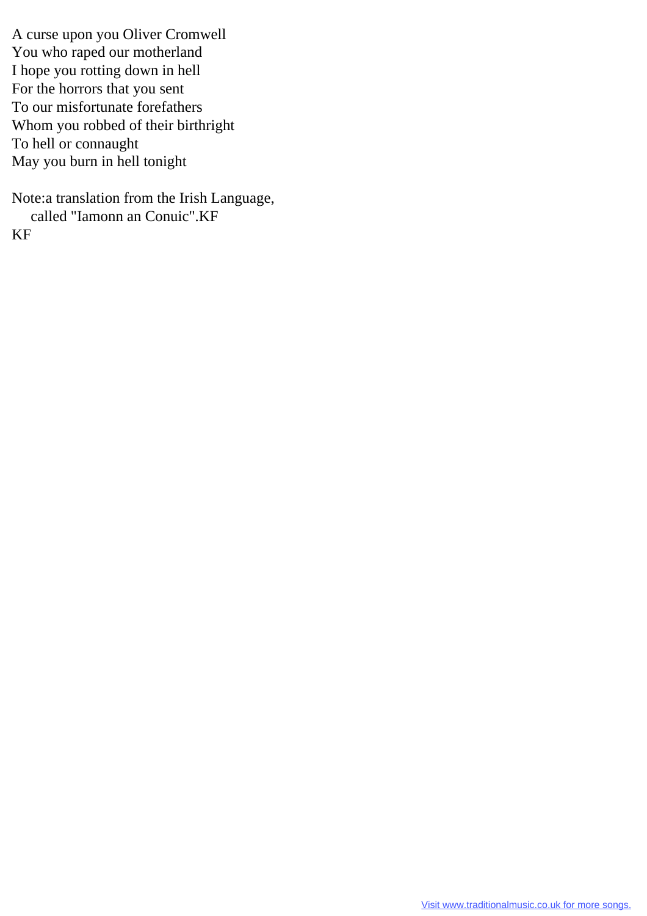A curse upon you Oliver Cromwell
You who raped our motherland
I hope you rotting down in hell
For the horrors that you sent
To our misfortunate forefathers
Whom you robbed of their birthright
To hell or connaught
May you burn in hell tonight

Note:a translation from the Irish Language,
called "Iamonn an Conuic".KF
KF